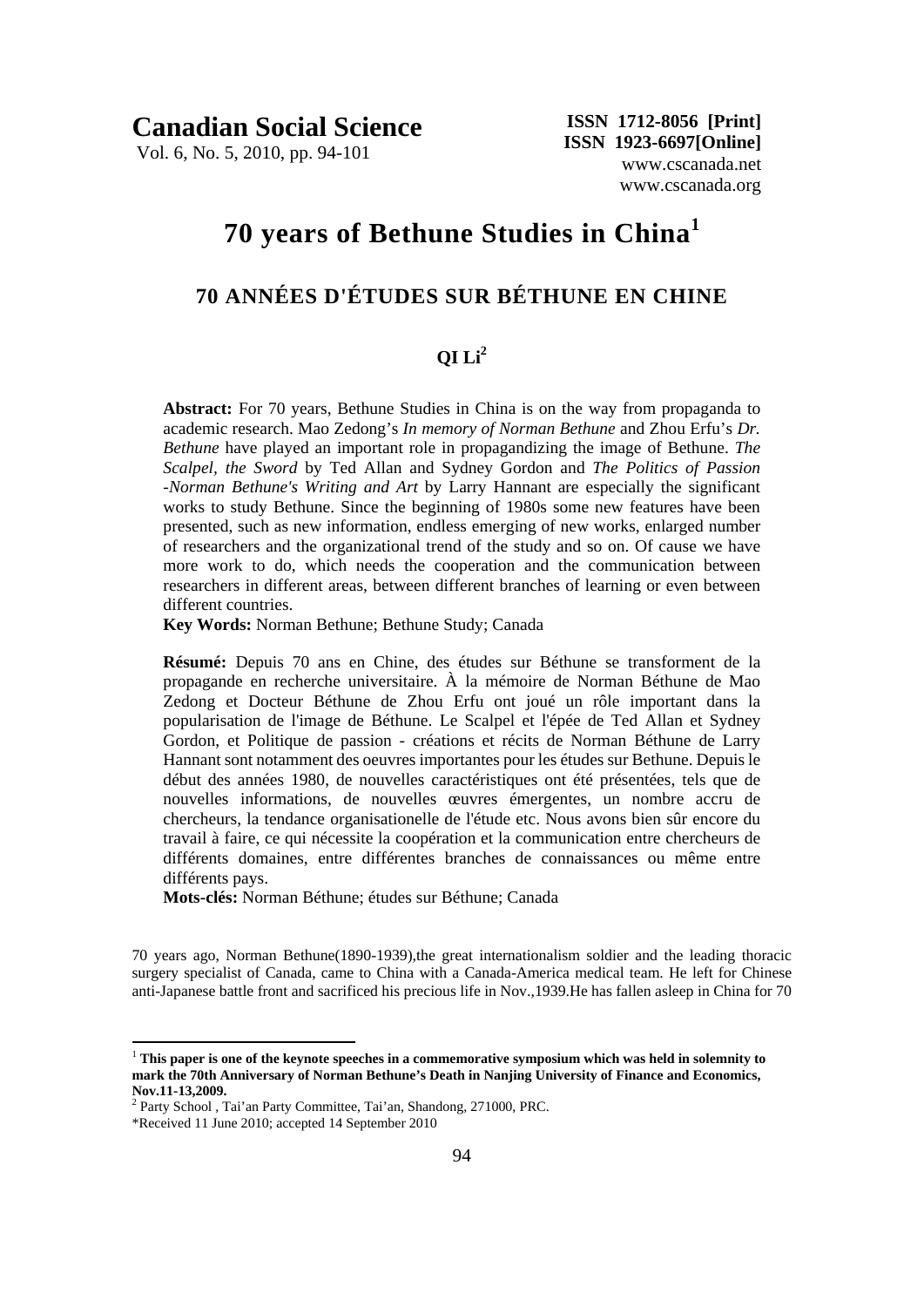# 70 years of Bethune Studies in China[1]

## 70 ANNÉES D'ÉTUDES SUR BÉTHUNE EN CHINE

### QI Li[2]

**Abstract:** For 70 years, Bethune Studies in China is on the way from propaganda to academic research. Mao Zedong's *In memory of Norman Bethune* and Zhou Erfu's *Dr. Bethune* have played an important role in propagandizing the image of Bethune. *The Scalpel, the Sword* by Ted Allan and Sydney Gordon and *The Politics of Passion -Norman Bethune's Writing and Art* by Larry Hannant are especially the significant works to study Bethune. Since the beginning of 1980s some new features have been presented, such as new information, endless emerging of new works, enlarged number of researchers and the organizational trend of the study and so on. Of cause we have more work to do, which needs the cooperation and the communication between researchers in different areas, between different branches of learning or even between different countries.

**Key Words:** Norman Bethune; Bethune Study; Canada

**Résumé:** Depuis 70 ans en Chine, des études sur Béthune se transforment de la propagande en recherche universitaire. À la mémoire de Norman Béthune de Mao Zedong et Docteur Béthune de Zhou Erfu ont joué un rôle important dans la popularisation de l'image de Béthune. Le Scalpel et l'épée de Ted Allan et Sydney Gordon, et Politique de passion - créations et récits de Norman Béthune de Larry Hannant sont notamment des oeuvres importantes pour les études sur Bethune. Depuis le début des années 1980, de nouvelles caractéristiques ont été présentées, tels que de nouvelles informations, de nouvelles œuvres émergentes, un nombre accru de chercheurs, la tendance organisationelle de l'étude etc. Nous avons bien sûr encore du travail à faire, ce qui nécessite la coopération et la communication entre chercheurs de différents domaines, entre différentes branches de connaissances ou même entre différents pays.

**Mots-clés:** Norman Béthune; études sur Béthune; Canada

70 years ago, Norman Bethune(1890-1939),the great internationalism soldier and the leading thoracic surgery specialist of Canada, came to China with a Canada-America medical team. He left for Chinese anti-Japanese battle front and sacrificed his precious life in Nov.,1939.He has fallen asleep in China for 70

---

[1] **This paper is one of the keynote speeches in a commemorative symposium which was held in solemnity to mark the 70th Anniversary of Norman Bethune's Death in Nanjing University of Finance and Economics, Nov.11-13,2009.**

[2] Party School , Tai'an Party Committee, Tai'an, Shandong, 271000, PRC.

*Received 11 June 2010; accepted 14 September 2010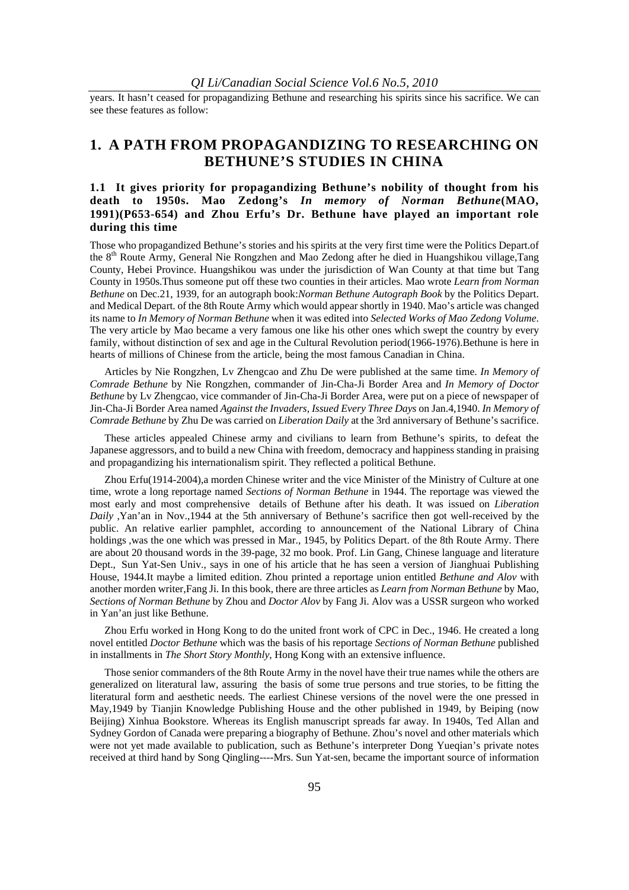years. It hasn't ceased for propagandizing Bethune and researching his spirits since his sacrifice. We can see these features as follow:

# 1. A PATH FROM PROPAGANDIZING TO RESEARCHING ON BETHUNE'S STUDIES IN CHINA

### 1.1 It gives priority for propagandizing Bethune's nobility of thought from his death to 1950s. Mao Zedong's *In memory of Norman Bethune*(MAO, 1991)(P653-654) and Zhou Erfu's Dr. Bethune have played an important role during this time

Those who propagandized Bethune's stories and his spirits at the very first time were the Politics Depart.of the 8th Route Army, General Nie Rongzhen and Mao Zedong after he died in Huangshikou village,Tang County, Hebei Province. Huangshikou was under the jurisdiction of Wan County at that time but Tang County in 1950s.Thus someone put off these two counties in their articles. Mao wrote *Learn from Norman Bethune* on Dec.21, 1939, for an autograph book:*Norman Bethune Autograph Book* by the Politics Depart. and Medical Depart. of the 8th Route Army which would appear shortly in 1940. Mao's article was changed its name to *In Memory of Norman Bethune* when it was edited into *Selected Works of Mao Zedong Volume*. The very article by Mao became a very famous one like his other ones which swept the country by every family, without distinction of sex and age in the Cultural Revolution period(1966-1976).Bethune is here in hearts of millions of Chinese from the article, being the most famous Canadian in China.

Articles by Nie Rongzhen, Lv Zhengcao and Zhu De were published at the same time. *In Memory of Comrade Bethune* by Nie Rongzhen, commander of Jin-Cha-Ji Border Area and *In Memory of Doctor Bethune* by Lv Zhengcao, vice commander of Jin-Cha-Ji Border Area, were put on a piece of newspaper of Jin-Cha-Ji Border Area named *Against the Invaders, Issued Every Three Days* on Jan.4,1940. *In Memory of Comrade Bethune* by Zhu De was carried on *Liberation Daily* at the 3rd anniversary of Bethune's sacrifice.

These articles appealed Chinese army and civilians to learn from Bethune's spirits, to defeat the Japanese aggressors, and to build a new China with freedom, democracy and happiness standing in praising and propagandizing his internationalism spirit. They reflected a political Bethune.

Zhou Erfu(1914-2004),a morden Chinese writer and the vice Minister of the Ministry of Culture at one time, wrote a long reportage named *Sections of Norman Bethune* in 1944. The reportage was viewed the most early and most comprehensive details of Bethune after his death. It was issued on *Liberation Daily* ,Yan'an in Nov.,1944 at the 5th anniversary of Bethune's sacrifice then got well-received by the public. An relative earlier pamphlet, according to announcement of the National Library of China holdings ,was the one which was pressed in Mar., 1945, by Politics Depart. of the 8th Route Army. There are about 20 thousand words in the 39-page, 32 mo book. Prof. Lin Gang, Chinese language and literature Dept., Sun Yat-Sen Univ., says in one of his article that he has seen a version of Jianghuai Publishing House, 1944.It maybe a limited edition. Zhou printed a reportage union entitled *Bethune and Alov* with another morden writer,Fang Ji. In this book, there are three articles as *Learn from Norman Bethune* by Mao, *Sections of Norman Bethune* by Zhou and *Doctor Alov* by Fang Ji. Alov was a USSR surgeon who worked in Yan'an just like Bethune.

Zhou Erfu worked in Hong Kong to do the united front work of CPC in Dec., 1946. He created a long novel entitled *Doctor Bethune* which was the basis of his reportage *Sections of Norman Bethune* published in installments in *The Short Story Monthly*, Hong Kong with an extensive influence.

Those senior commanders of the 8th Route Army in the novel have their true names while the others are generalized on literatural law, assuring the basis of some true persons and true stories, to be fitting the literatural form and aesthetic needs. The earliest Chinese versions of the novel were the one pressed in May,1949 by Tianjin Knowledge Publishing House and the other published in 1949, by Beiping (now Beijing) Xinhua Bookstore. Whereas its English manuscript spreads far away. In 1940s, Ted Allan and Sydney Gordon of Canada were preparing a biography of Bethune. Zhou's novel and other materials which were not yet made available to publication, such as Bethune's interpreter Dong Yueqian's private notes received at third hand by Song Qingling----Mrs. Sun Yat-sen, became the important source of information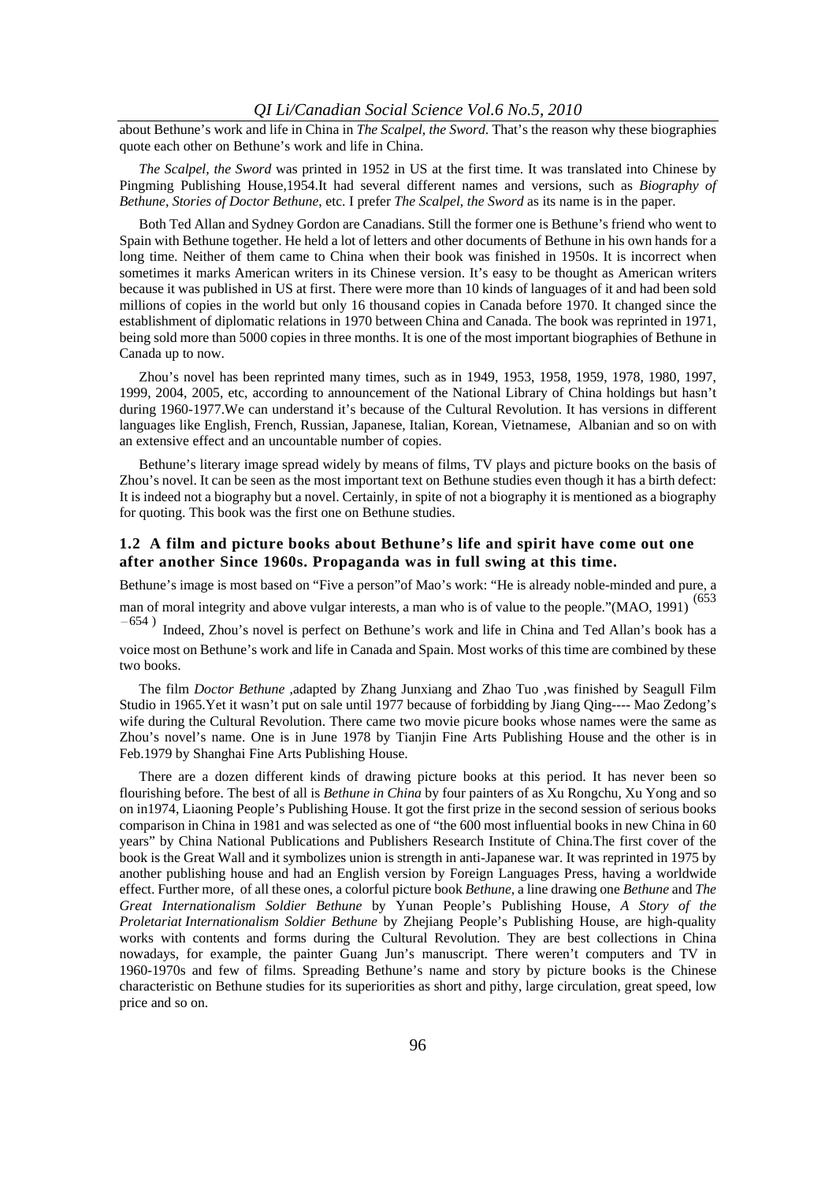about Bethune's work and life in China in *The Scalpel, the Sword*. That's the reason why these biographies quote each other on Bethune's work and life in China.

*The Scalpel, the Sword* was printed in 1952 in US at the first time. It was translated into Chinese by Pingming Publishing House,1954.It had several different names and versions, such as *Biography of Bethune*, *Stories of Doctor Bethune*, etc. I prefer *The Scalpel, the Sword* as its name is in the paper.

Both Ted Allan and Sydney Gordon are Canadians. Still the former one is Bethune's friend who went to Spain with Bethune together. He held a lot of letters and other documents of Bethune in his own hands for a long time. Neither of them came to China when their book was finished in 1950s. It is incorrect when sometimes it marks American writers in its Chinese version. It's easy to be thought as American writers because it was published in US at first. There were more than 10 kinds of languages of it and had been sold millions of copies in the world but only 16 thousand copies in Canada before 1970. It changed since the establishment of diplomatic relations in 1970 between China and Canada. The book was reprinted in 1971, being sold more than 5000 copies in three months. It is one of the most important biographies of Bethune in Canada up to now.

Zhou's novel has been reprinted many times, such as in 1949, 1953, 1958, 1959, 1978, 1980, 1997, 1999, 2004, 2005, etc, according to announcement of the National Library of China holdings but hasn't during 1960-1977.We can understand it's because of the Cultural Revolution. It has versions in different languages like English, French, Russian, Japanese, Italian, Korean, Vietnamese, Albanian and so on with an extensive effect and an uncountable number of copies.

Bethune's literary image spread widely by means of films, TV plays and picture books on the basis of Zhou's novel. It can be seen as the most important text on Bethune studies even though it has a birth defect: It is indeed not a biography but a novel. Certainly, in spite of not a biography it is mentioned as a biography for quoting. This book was the first one on Bethune studies.

### 1.2 A film and picture books about Bethune's life and spirit have come out one after another Since 1960s. Propaganda was in full swing at this time.

Bethune's image is most based on "Five a person"of Mao's work: "He is already noble-minded and pure, a man of moral integrity and above vulgar interests, a man who is of value to the people."(MAO, 1991) (653 – 654 ) Indeed, Zhou's novel is perfect on Bethune's work and life in China and Ted Allan's book has a voice most on Bethune's work and life in Canada and Spain. Most works of this time are combined by these two books.

The film *Doctor Bethune* ,adapted by Zhang Junxiang and Zhao Tuo ,was finished by Seagull Film Studio in 1965.Yet it wasn't put on sale until 1977 because of forbidding by Jiang Qing---- Mao Zedong's wife during the Cultural Revolution. There came two movie picure books whose names were the same as Zhou's novel's name. One is in June 1978 by Tianjin Fine Arts Publishing House and the other is in Feb.1979 by Shanghai Fine Arts Publishing House.

There are a dozen different kinds of drawing picture books at this period. It has never been so flourishing before. The best of all is *Bethune in China* by four painters of as Xu Rongchu, Xu Yong and so on in1974, Liaoning People's Publishing House. It got the first prize in the second session of serious books comparison in China in 1981 and was selected as one of "the 600 most influential books in new China in 60 years" by China National Publications and Publishers Research Institute of China.The first cover of the book is the Great Wall and it symbolizes union is strength in anti-Japanese war. It was reprinted in 1975 by another publishing house and had an English version by Foreign Languages Press, having a worldwide effect. Further more, of all these ones, a colorful picture book *Bethune*, a line drawing one *Bethune* and *The Great Internationalism Soldier Bethune* by Yunan People's Publishing House, *A Story of the Proletariat Internationalism Soldier Bethune* by Zhejiang People's Publishing House, are high-quality works with contents and forms during the Cultural Revolution. They are best collections in China nowadays, for example, the painter Guang Jun's manuscript. There weren't computers and TV in 1960-1970s and few of films. Spreading Bethune's name and story by picture books is the Chinese characteristic on Bethune studies for its superiorities as short and pithy, large circulation, great speed, low price and so on.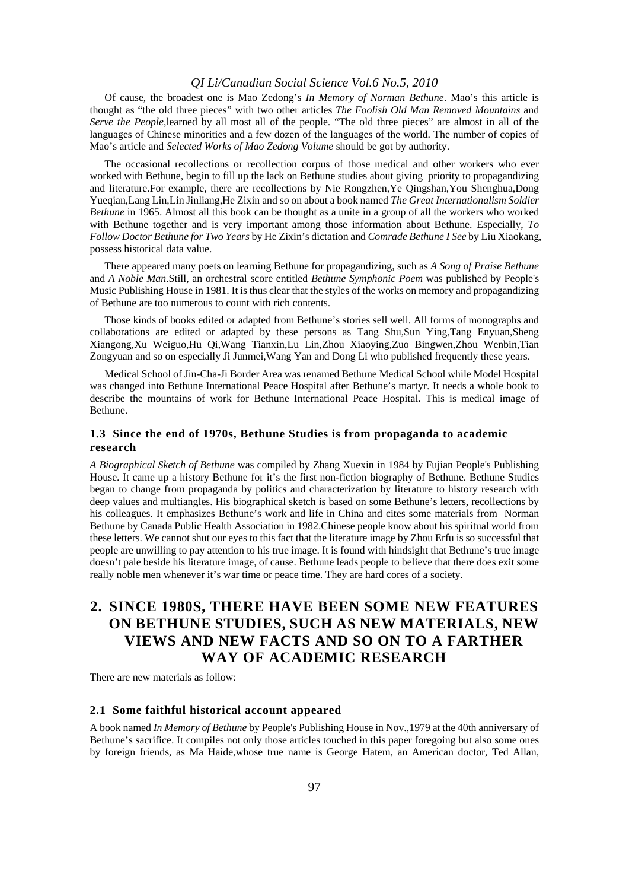Of cause, the broadest one is Mao Zedong's *In Memory of Norman Bethune*. Mao's this article is thought as "the old three pieces" with two other articles *The Foolish Old Man Removed Mountains* and *Serve the People*,learned by all most all of the people. "The old three pieces" are almost in all of the languages of Chinese minorities and a few dozen of the languages of the world. The number of copies of Mao's article and *Selected Works of Mao Zedong Volume* should be got by authority.

The occasional recollections or recollection corpus of those medical and other workers who ever worked with Bethune, begin to fill up the lack on Bethune studies about giving priority to propagandizing and literature.For example, there are recollections by Nie Rongzhen,Ye Qingshan,You Shenghua,Dong Yueqian,Lang Lin,Lin Jinliang,He Zixin and so on about a book named *The Great Internationalism Soldier Bethune* in 1965. Almost all this book can be thought as a unite in a group of all the workers who worked with Bethune together and is very important among those information about Bethune. Especially, *To Follow Doctor Bethune for Two Years* by He Zixin's dictation and *Comrade Bethune I See* by Liu Xiaokang, possess historical data value.

There appeared many poets on learning Bethune for propagandizing, such as *A Song of Praise Bethune* and *A Noble Man*.Still, an orchestral score entitled *Bethune Symphonic Poem* was published by People's Music Publishing House in 1981. It is thus clear that the styles of the works on memory and propagandizing of Bethune are too numerous to count with rich contents.

Those kinds of books edited or adapted from Bethune's stories sell well. All forms of monographs and collaborations are edited or adapted by these persons as Tang Shu,Sun Ying,Tang Enyuan,Sheng Xiangong,Xu Weiguo,Hu Qi,Wang Tianxin,Lu Lin,Zhou Xiaoying,Zuo Bingwen,Zhou Wenbin,Tian Zongyuan and so on especially Ji Junmei,Wang Yan and Dong Li who published frequently these years.

Medical School of Jin-Cha-Ji Border Area was renamed Bethune Medical School while Model Hospital was changed into Bethune International Peace Hospital after Bethune's martyr. It needs a whole book to describe the mountains of work for Bethune International Peace Hospital. This is medical image of Bethune.

### 1.3 Since the end of 1970s, Bethune Studies is from propaganda to academic research

*A Biographical Sketch of Bethune* was compiled by Zhang Xuexin in 1984 by Fujian People's Publishing House. It came up a history Bethune for it's the first non-fiction biography of Bethune. Bethune Studies began to change from propaganda by politics and characterization by literature to history research with deep values and multiangles. His biographical sketch is based on some Bethune's letters, recollections by his colleagues. It emphasizes Bethune's work and life in China and cites some materials from Norman Bethune by Canada Public Health Association in 1982.Chinese people know about his spiritual world from these letters. We cannot shut our eyes to this fact that the literature image by Zhou Erfu is so successful that people are unwilling to pay attention to his true image. It is found with hindsight that Bethune's true image doesn't pale beside his literature image, of cause. Bethune leads people to believe that there does exit some really noble men whenever it's war time or peace time. They are hard cores of a society.

## 2. SINCE 1980S, THERE HAVE BEEN SOME NEW FEATURES ON BETHUNE STUDIES, SUCH AS NEW MATERIALS, NEW VIEWS AND NEW FACTS AND SO ON TO A FARTHER WAY OF ACADEMIC RESEARCH

There are new materials as follow:

### 2.1 Some faithful historical account appeared

A book named *In Memory of Bethune* by People's Publishing House in Nov.,1979 at the 40th anniversary of Bethune's sacrifice. It compiles not only those articles touched in this paper foregoing but also some ones by foreign friends, as Ma Haide,whose true name is George Hatem, an American doctor, Ted Allan,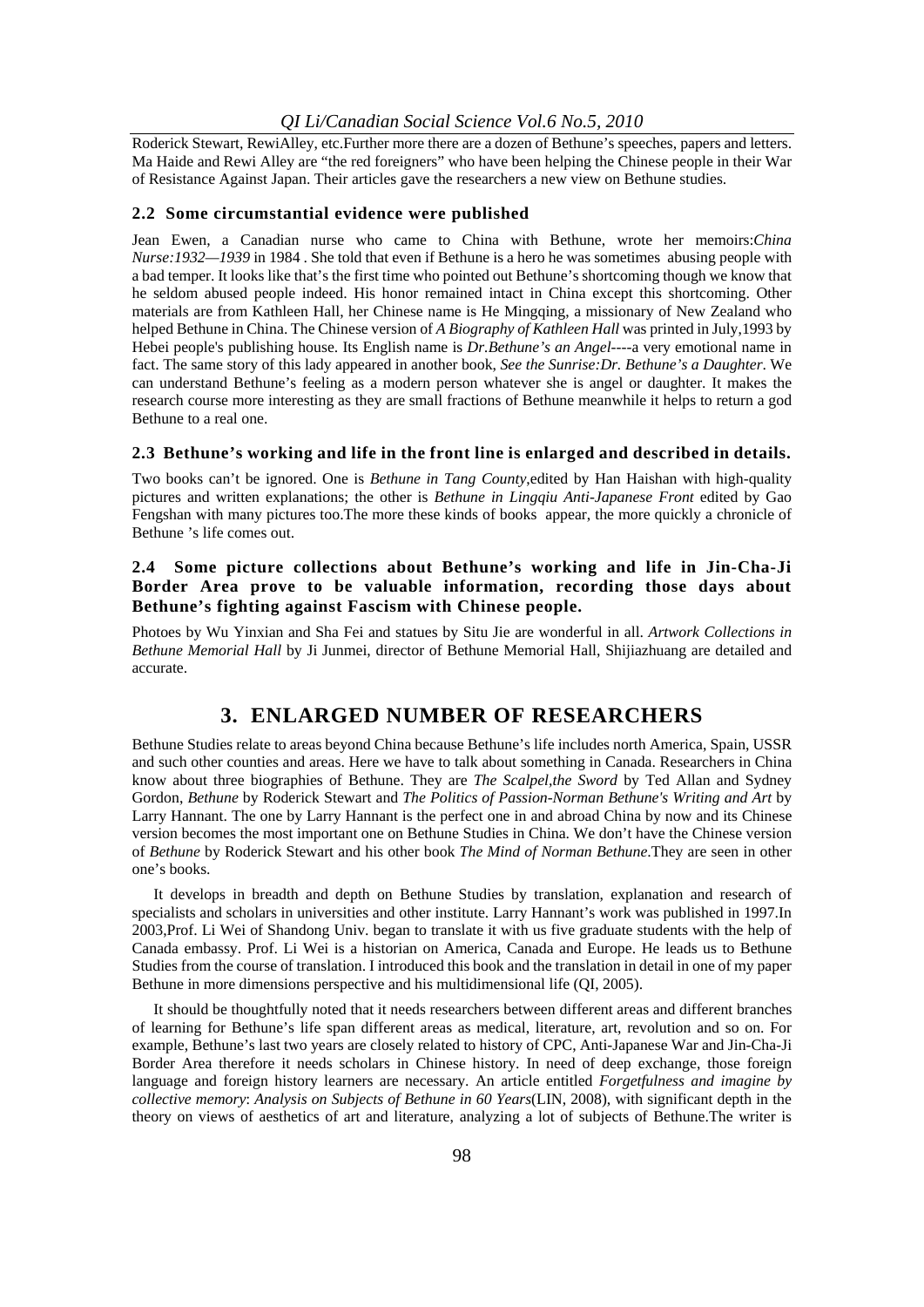Roderick Stewart, RewiAlley, etc.Further more there are a dozen of Bethune's speeches, papers and letters. Ma Haide and Rewi Alley are "the red foreigners" who have been helping the Chinese people in their War of Resistance Against Japan. Their articles gave the researchers a new view on Bethune studies.

### 2.2 Some circumstantial evidence were published

Jean Ewen, a Canadian nurse who came to China with Bethune, wrote her memoirs:*China Nurse:1932—1939* in 1984 . She told that even if Bethune is a hero he was sometimes abusing people with a bad temper. It looks like that's the first time who pointed out Bethune's shortcoming though we know that he seldom abused people indeed. His honor remained intact in China except this shortcoming. Other materials are from Kathleen Hall, her Chinese name is He Mingqing, a missionary of New Zealand who helped Bethune in China. The Chinese version of *A Biography of Kathleen Hall* was printed in July,1993 by Hebei people's publishing house. Its English name is *Dr.Bethune's an Angel*----a very emotional name in fact. The same story of this lady appeared in another book, *See the Sunrise:Dr. Bethune's a Daughter*. We can understand Bethune's feeling as a modern person whatever she is angel or daughter. It makes the research course more interesting as they are small fractions of Bethune meanwhile it helps to return a god Bethune to a real one.

### 2.3 Bethune's working and life in the front line is enlarged and described in details.

Two books can't be ignored. One is *Bethune in Tang County*,edited by Han Haishan with high-quality pictures and written explanations; the other is *Bethune in Lingqiu Anti-Japanese Front* edited by Gao Fengshan with many pictures too.The more these kinds of books appear, the more quickly a chronicle of Bethune 's life comes out.

### 2.4 Some picture collections about Bethune's working and life in Jin-Cha-Ji Border Area prove to be valuable information, recording those days about Bethune's fighting against Fascism with Chinese people.

Photoes by Wu Yinxian and Sha Fei and statues by Situ Jie are wonderful in all. *Artwork Collections in Bethune Memorial Hall* by Ji Junmei, director of Bethune Memorial Hall, Shijiazhuang are detailed and accurate.

## 3. ENLARGED NUMBER OF RESEARCHERS

Bethune Studies relate to areas beyond China because Bethune's life includes north America, Spain, USSR and such other counties and areas. Here we have to talk about something in Canada. Researchers in China know about three biographies of Bethune. They are *The Scalpel,the Sword* by Ted Allan and Sydney Gordon, *Bethune* by Roderick Stewart and *The Politics of Passion-Norman Bethune's Writing and Art* by Larry Hannant. The one by Larry Hannant is the perfect one in and abroad China by now and its Chinese version becomes the most important one on Bethune Studies in China. We don't have the Chinese version of *Bethune* by Roderick Stewart and his other book *The Mind of Norman Bethune*.They are seen in other one's books.

It develops in breadth and depth on Bethune Studies by translation, explanation and research of specialists and scholars in universities and other institute. Larry Hannant's work was published in 1997.In 2003,Prof. Li Wei of Shandong Univ. began to translate it with us five graduate students with the help of Canada embassy. Prof. Li Wei is a historian on America, Canada and Europe. He leads us to Bethune Studies from the course of translation. I introduced this book and the translation in detail in one of my paper Bethune in more dimensions perspective and his multidimensional life (QI, 2005).

It should be thoughtfully noted that it needs researchers between different areas and different branches of learning for Bethune's life span different areas as medical, literature, art, revolution and so on. For example, Bethune's last two years are closely related to history of CPC, Anti-Japanese War and Jin-Cha-Ji Border Area therefore it needs scholars in Chinese history. In need of deep exchange, those foreign language and foreign history learners are necessary. An article entitled *Forgetfulness and imagine by collective memory*: *Analysis on Subjects of Bethune in 60 Years*(LIN, 2008), with significant depth in the theory on views of aesthetics of art and literature, analyzing a lot of subjects of Bethune.The writer is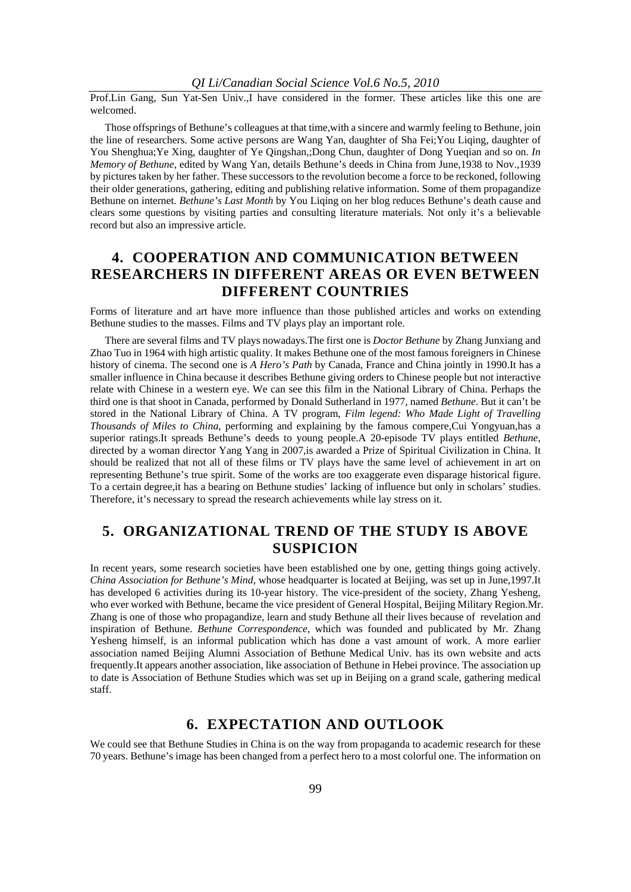Prof.Lin Gang, Sun Yat-Sen Univ.,I have considered in the former. These articles like this one are welcomed.

Those offsprings of Bethune's colleagues at that time,with a sincere and warmly feeling to Bethune, join the line of researchers. Some active persons are Wang Yan, daughter of Sha Fei;You Liqing, daughter of You Shenghua;Ye Xing, daughter of Ye Qingshan,;Dong Chun, daughter of Dong Yueqian and so on. *In Memory of Bethune*, edited by Wang Yan, details Bethune's deeds in China from June,1938 to Nov.,1939 by pictures taken by her father. These successors to the revolution become a force to be reckoned, following their older generations, gathering, editing and publishing relative information. Some of them propagandize Bethune on internet. *Bethune's Last Month* by You Liqing on her blog reduces Bethune's death cause and clears some questions by visiting parties and consulting literature materials. Not only it's a believable record but also an impressive article.

## 4. COOPERATION AND COMMUNICATION BETWEEN RESEARCHERS IN DIFFERENT AREAS OR EVEN BETWEEN DIFFERENT COUNTRIES

Forms of literature and art have more influence than those published articles and works on extending Bethune studies to the masses. Films and TV plays play an important role.

There are several films and TV plays nowadays.The first one is *Doctor Bethune* by Zhang Junxiang and Zhao Tuo in 1964 with high artistic quality. It makes Bethune one of the most famous foreigners in Chinese history of cinema. The second one is *A Hero's Path* by Canada, France and China jointly in 1990.It has a smaller influence in China because it describes Bethune giving orders to Chinese people but not interactive relate with Chinese in a western eye. We can see this film in the National Library of China. Perhaps the third one is that shoot in Canada, performed by Donald Sutherland in 1977, named *Bethune*. But it can't be stored in the National Library of China. A TV program, *Film legend: Who Made Light of Travelling Thousands of Miles to China*, performing and explaining by the famous compere,Cui Yongyuan,has a superior ratings.It spreads Bethune's deeds to young people.A 20-episode TV plays entitled *Bethune*, directed by a woman director Yang Yang in 2007,is awarded a Prize of Spiritual Civilization in China. It should be realized that not all of these films or TV plays have the same level of achievement in art on representing Bethune's true spirit. Some of the works are too exaggerate even disparage historical figure. To a certain degree,it has a bearing on Bethune studies' lacking of influence but only in scholars' studies. Therefore, it's necessary to spread the research achievements while lay stress on it.

## 5. ORGANIZATIONAL TREND OF THE STUDY IS ABOVE SUSPICION

In recent years, some research societies have been established one by one, getting things going actively. *China Association for Bethune's Mind*, whose headquarter is located at Beijing, was set up in June,1997.It has developed 6 activities during its 10-year history. The vice-president of the society, Zhang Yesheng, who ever worked with Bethune, became the vice president of General Hospital, Beijing Military Region.Mr. Zhang is one of those who propagandize, learn and study Bethune all their lives because of revelation and inspiration of Bethune. *Bethune Correspondence*, which was founded and publicated by Mr. Zhang Yesheng himself, is an informal publication which has done a vast amount of work. A more earlier association named Beijing Alumni Association of Bethune Medical Univ. has its own website and acts frequently.It appears another association, like association of Bethune in Hebei province. The association up to date is Association of Bethune Studies which was set up in Beijing on a grand scale, gathering medical staff.

## 6. EXPECTATION AND OUTLOOK

We could see that Bethune Studies in China is on the way from propaganda to academic research for these 70 years. Bethune's image has been changed from a perfect hero to a most colorful one. The information on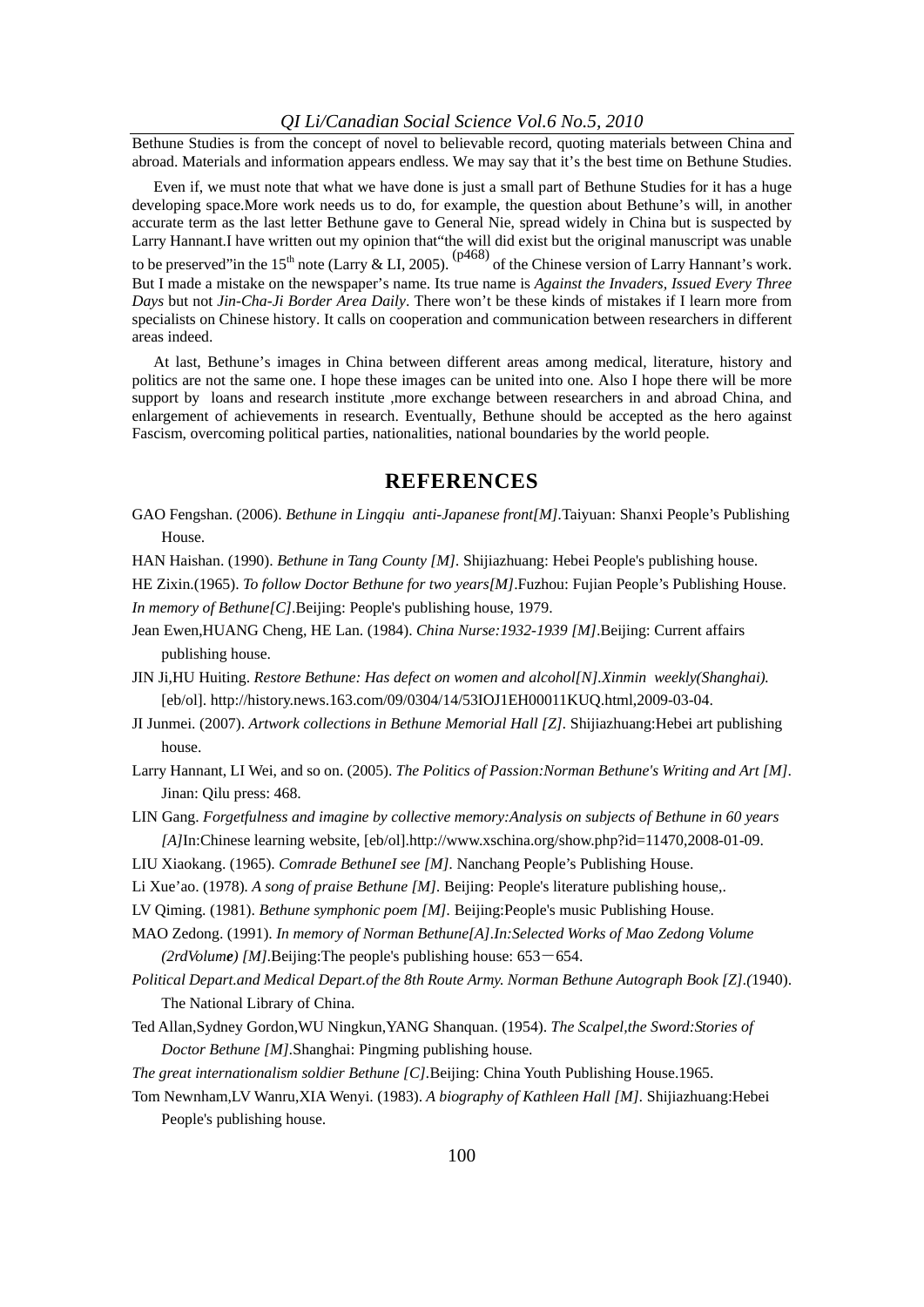Bethune Studies is from the concept of novel to believable record, quoting materials between China and abroad. Materials and information appears endless. We may say that it's the best time on Bethune Studies.

Even if, we must note that what we have done is just a small part of Bethune Studies for it has a huge developing space.More work needs us to do, for example, the question about Bethune's will, in another accurate term as the last letter Bethune gave to General Nie, spread widely in China but is suspected by Larry Hannant.I have written out my opinion that"the will did exist but the original manuscript was unable to be preserved"in the 15th note (Larry & LI, 2005). (p468) of the Chinese version of Larry Hannant's work. But I made a mistake on the newspaper's name. Its true name is *Against the Invaders, Issued Every Three Days* but not *Jin-Cha-Ji Border Area Daily*. There won't be these kinds of mistakes if I learn more from specialists on Chinese history. It calls on cooperation and communication between researchers in different areas indeed.

At last, Bethune's images in China between different areas among medical, literature, history and politics are not the same one. I hope these images can be united into one. Also I hope there will be more support by loans and research institute ,more exchange between researchers in and abroad China, and enlargement of achievements in research. Eventually, Bethune should be accepted as the hero against Fascism, overcoming political parties, nationalities, national boundaries by the world people.

## REFERENCES

GAO Fengshan. (2006). *Bethune in Lingqiu anti-Japanese front[M]*.Taiyuan: Shanxi People's Publishing House.

HAN Haishan. (1990). *Bethune in Tang County [M]*. Shijiazhuang: Hebei People's publishing house.

HE Zixin.(1965). *To follow Doctor Bethune for two years[M]*.Fuzhou: Fujian People's Publishing House.

*In memory of Bethune[C]*.Beijing: People's publishing house, 1979.

Jean Ewen,HUANG Cheng, HE Lan. (1984). *China Nurse:1932-1939 [M]*.Beijing: Current affairs publishing house.

JIN Ji,HU Huiting. *Restore Bethune: Has defect on women and alcohol[N].Xinmin weekly(Shanghai).* [eb/ol]. http://history.news.163.com/09/0304/14/53IOJ1EH00011KUQ.html,2009-03-04.

JI Junmei. (2007). *Artwork collections in Bethune Memorial Hall [Z]*. Shijiazhuang:Hebei art publishing house.

Larry Hannant, LI Wei, and so on. (2005). *The Politics of Passion:Norman Bethune's Writing and Art [M]*. Jinan: Qilu press: 468.

LIN Gang. *Forgetfulness and imagine by collective memory:Analysis on subjects of Bethune in 60 years [A]*In:Chinese learning website, [eb/ol].http://www.xschina.org/show.php?id=11470,2008-01-09.

LIU Xiaokang. (1965). *Comrade BethuneI see [M]*. Nanchang People's Publishing House.

Li Xue'ao. (1978). *A song of praise Bethune [M]*. Beijing: People's literature publishing house,.

LV Qiming. (1981). *Bethune symphonic poem [M]*. Beijing:People's music Publishing House.

MAO Zedong. (1991). *In memory of Norman Bethune[A].In:Selected Works of Mao Zedong Volume (2rdVolume) [M]*.Beijing:The people's publishing house: 653－654.

*Political Depart.and Medical Depart.of the 8th Route Army. Norman Bethune Autograph Book [Z].(*1940). The National Library of China.

Ted Allan,Sydney Gordon,WU Ningkun,YANG Shanquan. (1954). *The Scalpel,the Sword:Stories of Doctor Bethune [M]*.Shanghai: Pingming publishing house.

*The great internationalism soldier Bethune [C]*.Beijing: China Youth Publishing House.1965.

Tom Newnham,LV Wanru,XIA Wenyi. (1983). *A biography of Kathleen Hall [M]*. Shijiazhuang:Hebei People's publishing house.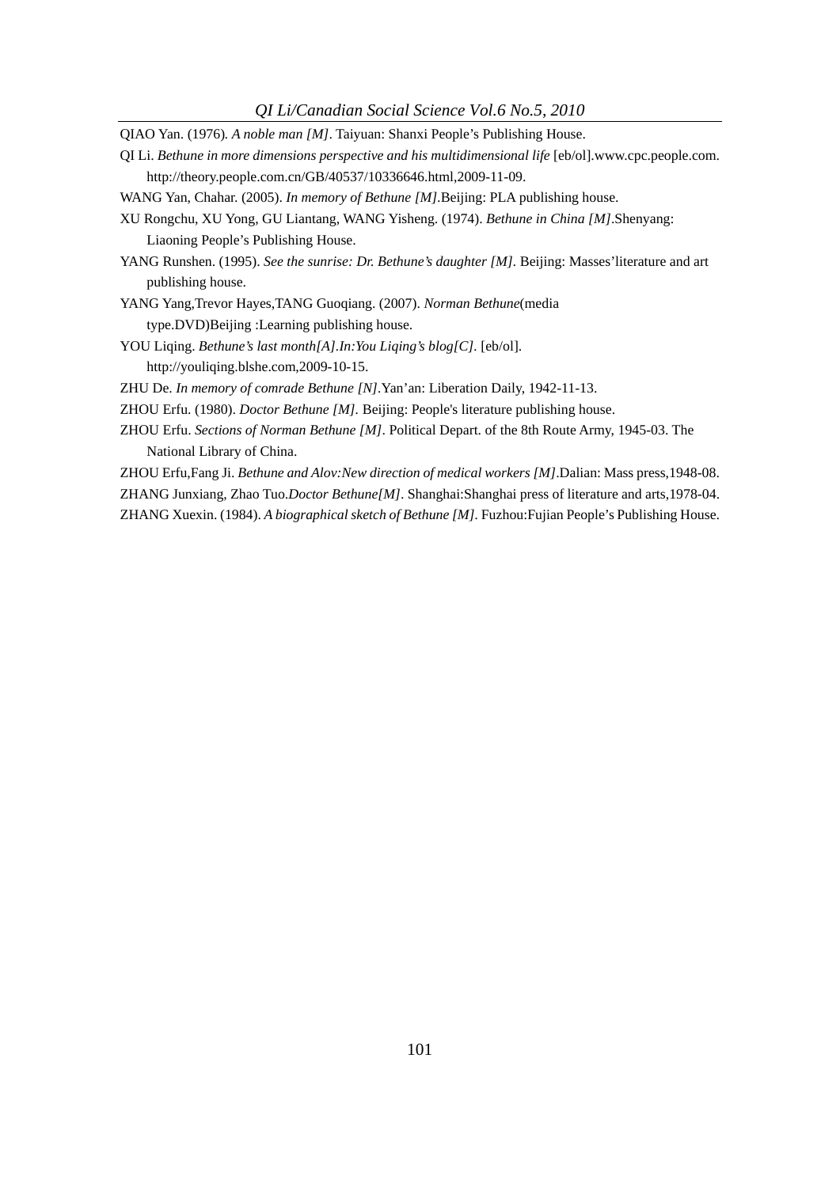QIAO Yan. (1976). *A noble man [M]*. Taiyuan: Shanxi People's Publishing House.

QI Li. *Bethune in more dimensions perspective and his multidimensional life* [eb/ol].www.cpc.people.com. http://theory.people.com.cn/GB/40537/10336646.html,2009-11-09.

WANG Yan, Chahar. (2005). *In memory of Bethune [M]*.Beijing: PLA publishing house.

XU Rongchu, XU Yong, GU Liantang, WANG Yisheng. (1974). *Bethune in China [M]*.Shenyang: Liaoning People's Publishing House.

YANG Runshen. (1995). *See the sunrise: Dr. Bethune's daughter [M]*. Beijing: Masses'literature and art publishing house.

YANG Yang,Trevor Hayes,TANG Guoqiang. (2007). *Norman Bethune*(media type.DVD)Beijing :Learning publishing house.

YOU Liqing. *Bethune's last month[A].In:You Liqing's blog[C]*. [eb/ol]. http://youliqing.blshe.com,2009-10-15.

ZHU De. *In memory of comrade Bethune [N]*.Yan'an: Liberation Daily, 1942-11-13.

ZHOU Erfu. (1980). *Doctor Bethune [M]*. Beijing: People's literature publishing house.

ZHOU Erfu. *Sections of Norman Bethune [M]*. Political Depart. of the 8th Route Army, 1945-03. The National Library of China.

ZHOU Erfu,Fang Ji. *Bethune and Alov:New direction of medical workers [M]*.Dalian: Mass press,1948-08.

ZHANG Junxiang, Zhao Tuo.*Doctor Bethune[M]*. Shanghai:Shanghai press of literature and arts,1978-04.

ZHANG Xuexin. (1984). *A biographical sketch of Bethune [M]*. Fuzhou:Fujian People's Publishing House.